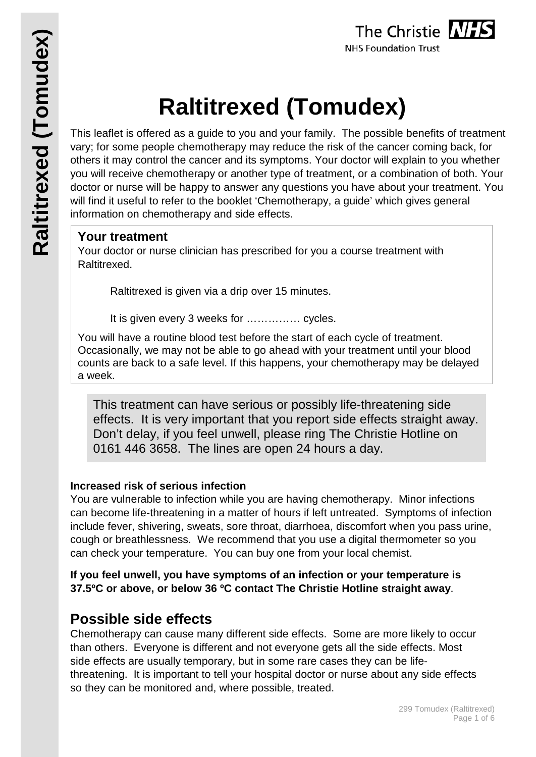# Raltitrexed (Tomudex)

This leaflet is offered as a guide to you and your family. The possible benefits of treatment vary; for some people chemotherapy may reduce the risk of the cancer coming back, for others it may control the cancer and its symptoms. Your doctor will explain to you whether you will receive chemotherapy or another type of treatment, or a combination of both. Your doctor or nurse will be happy to answer any questions you have about your treatment. You will find it useful to refer to the booklet 'Chemotherapy, a guide' which gives general information on chemotherapy and side effects.

### Your treatment

Your doctor or nurse clinician has prescribed for you a course treatment with Raltitrexed.

Raltitrexed is given via a drip over 15 minutes.

It is given every 3 weeks for ………….. cycles.

You will have a routine blood test before the start of each cycle of treatment. Occasionally, we may not be able to go ahead with your treatment until your blood counts are back to a safe level. If this happens, your chemotherapy may be delayed a week.

This treatment can have serious or possibly life-threatening side effects. It is very important that you report side effects straight away. Don't delay, if you feel unwell, please ring The Christie Hotline on 0161 446 3658. The lines are open 24 hours a day.

**Increased risk of serious infection**

You are vulnerable to infection while you are having chemotherapy. Minor infections can become life-threatening in a matter of hours if left untreated. Symptoms of infection include fever, shivering, sweats, sore throat, diarrhoea, discomfort when you pass urine, cough or breathlessness. We recommend that you use a digital thermometer so you can check your temperature. You can buy one from your local chemist.

**If you feel unwell, you have symptoms of an infection or your temperature is 37.5ºC or above, or below 36 ºC contact The Christie Hotline straight away**.

## Possible side effects

Chemotherapy can cause many different side effects. Some are more likely to occur than others. Everyone is different and not everyone gets all the side effects. Most side effects are usually temporary, but in some rare cases they can be life-threatening. It is important to tell your hospital doctor or nurse about any side effects so they can be monitored and, where possible, treated.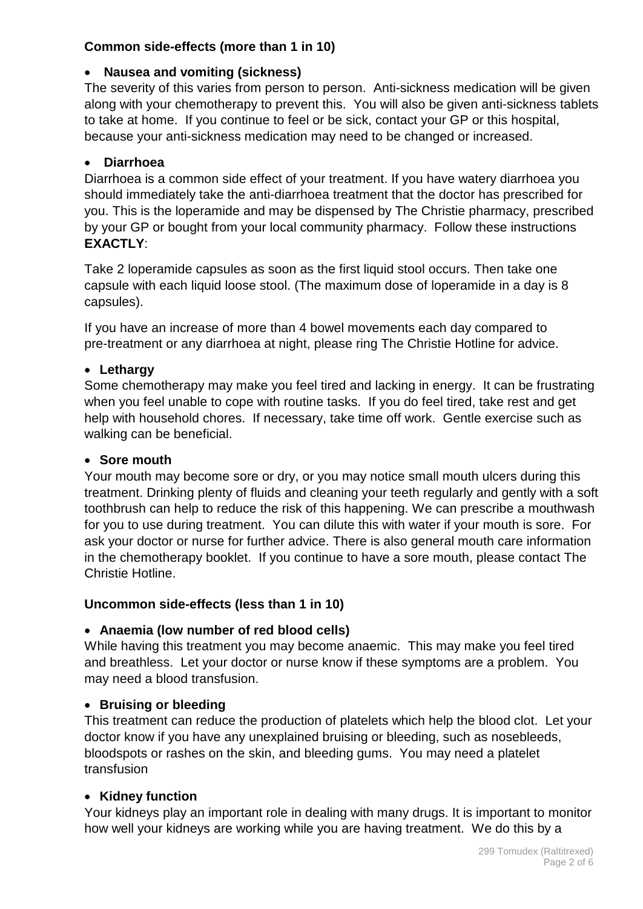### Common side-effects (more than 1 in 10)

- **Nausea and vomiting (sickness)**

The severity of this varies from person to person. Anti-sickness medication will be given along with your chemotherapy to prevent this. You will also be given anti-sickness tablets to take at home. If you continue to feel or be sick, contact your GP or this hospital, because your anti-sickness medication may need to be changed or increased.

- **Diarrhoea**

Diarrhoea is a common side effect of your treatment. If you have watery diarrhoea you should immediately take the anti-diarrhoea treatment that the doctor has prescribed for you. This is the loperamide and may be dispensed by The Christie pharmacy, prescribed by your GP or bought from your local community pharmacy. Follow these instructions **EXACTLY**:

Take 2 loperamide capsules as soon as the first liquid stool occurs. Then take one capsule with each liquid loose stool. (The maximum dose of loperamide in a day is 8 capsules).

If you have an increase of more than 4 bowel movements each day compared to pre-treatment or any diarrhoea at night, please ring The Christie Hotline for advice.

- **Lethargy**

Some chemotherapy may make you feel tired and lacking in energy. It can be frustrating when you feel unable to cope with routine tasks. If you do feel tired, take rest and get help with household chores. If necessary, take time off work. Gentle exercise such as walking can be beneficial.

- **Sore mouth**

Your mouth may become sore or dry, or you may notice small mouth ulcers during this treatment. Drinking plenty of fluids and cleaning your teeth regularly and gently with a soft toothbrush can help to reduce the risk of this happening. We can prescribe a mouthwash for you to use during treatment. You can dilute this with water if your mouth is sore. For ask your doctor or nurse for further advice. There is also general mouth care information in the chemotherapy booklet. If you continue to have a sore mouth, please contact The Christie Hotline.

### Uncommon side-effects (less than 1 in 10)

- **Anaemia (low number of red blood cells)**

While having this treatment you may become anaemic. This may make you feel tired and breathless. Let your doctor or nurse know if these symptoms are a problem. You may need a blood transfusion.

- **Bruising or bleeding**

This treatment can reduce the production of platelets which help the blood clot. Let your doctor know if you have any unexplained bruising or bleeding, such as nosebleeds, bloodspots or rashes on the skin, and bleeding gums. You may need a platelet transfusion

- **Kidney function**

Your kidneys play an important role in dealing with many drugs. It is important to monitor how well your kidneys are working while you are having treatment. We do this by a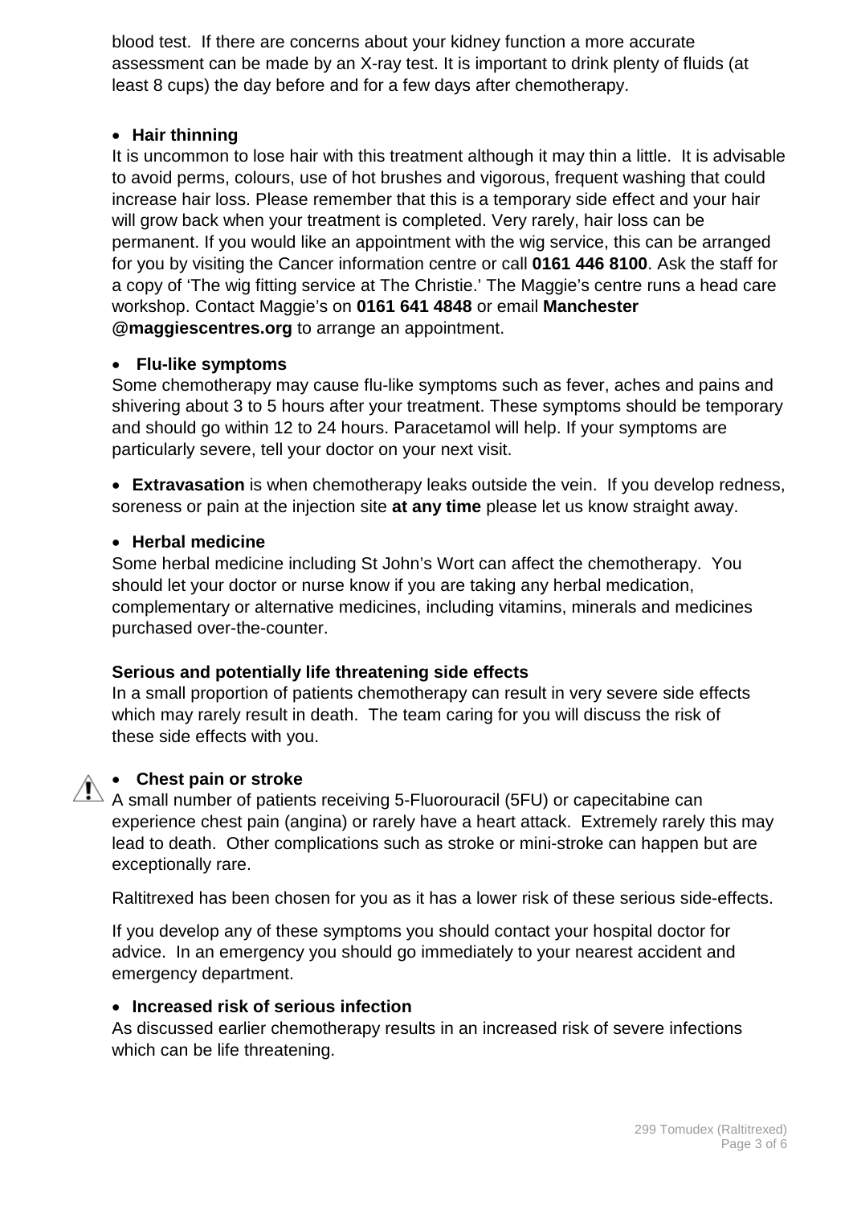blood test. If there are concerns about your kidney function a more accurate assessment can be made by an X-ray test. It is important to drink plenty of fluids (at least 8 cups) the day before and for a few days after chemotherapy.

- **Hair thinning**

It is uncommon to lose hair with this treatment although it may thin a little. It is advisable to avoid perms, colours, use of hot brushes and vigorous, frequent washing that could increase hair loss. Please remember that this is a temporary side effect and your hair will grow back when your treatment is completed. Very rarely, hair loss can be permanent. If you would like an appointment with the wig service, this can be arranged for you by visiting the Cancer information centre or call **0161 446 8100**. Ask the staff for a copy of 'The wig fitting service at The Christie.' The Maggie's centre runs a head care workshop. Contact Maggie's on **0161 641 4848** or email **Manchester @maggiescentres.org** to arrange an appointment.

- **Flu-like symptoms**

Some chemotherapy may cause flu-like symptoms such as fever, aches and pains and shivering about 3 to 5 hours after your treatment. These symptoms should be temporary and should go within 12 to 24 hours. Paracetamol will help. If your symptoms are particularly severe, tell your doctor on your next visit.

- **Extravasation** is when chemotherapy leaks outside the vein. If you develop redness, soreness or pain at the injection site **at any time** please let us know straight away.

- **Herbal medicine**

Some herbal medicine including St John's Wort can affect the chemotherapy. You should let your doctor or nurse know if you are taking any herbal medication, complementary or alternative medicines, including vitamins, minerals and medicines purchased over-the-counter.

**Serious and potentially life threatening side effects**

In a small proportion of patients chemotherapy can result in very severe side effects which may rarely result in death. The team caring for you will discuss the risk of these side effects with you.

- **Chest pain or stroke**

A small number of patients receiving 5-Fluorouracil (5FU) or capecitabine can experience chest pain (angina) or rarely have a heart attack. Extremely rarely this may lead to death. Other complications such as stroke or mini-stroke can happen but are exceptionally rare.

Raltitrexed has been chosen for you as it has a lower risk of these serious side-effects.

If you develop any of these symptoms you should contact your hospital doctor for advice. In an emergency you should go immediately to your nearest accident and emergency department.

- **Increased risk of serious infection**

As discussed earlier chemotherapy results in an increased risk of severe infections which can be life threatening.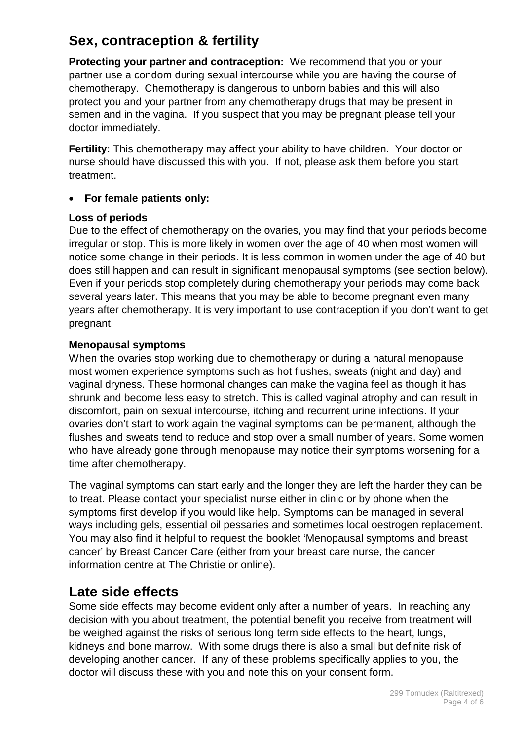## Sex, contraception & fertility

**Protecting your partner and contraception:** We recommend that you or your partner use a condom during sexual intercourse while you are having the course of chemotherapy. Chemotherapy is dangerous to unborn babies and this will also protect you and your partner from any chemotherapy drugs that may be present in semen and in the vagina. If you suspect that you may be pregnant please tell your doctor immediately.

**Fertility:** This chemotherapy may affect your ability to have children. Your doctor or nurse should have discussed this with you. If not, please ask them before you start treatment.

- **For female patients only:**

**Loss of periods**

Due to the effect of chemotherapy on the ovaries, you may find that your periods become irregular or stop. This is more likely in women over the age of 40 when most women will notice some change in their periods. It is less common in women under the age of 40 but does still happen and can result in significant menopausal symptoms (see section below). Even if your periods stop completely during chemotherapy your periods may come back several years later. This means that you may be able to become pregnant even many years after chemotherapy. It is very important to use contraception if you don't want to get pregnant.

**Menopausal symptoms**

When the ovaries stop working due to chemotherapy or during a natural menopause most women experience symptoms such as hot flushes, sweats (night and day) and vaginal dryness. These hormonal changes can make the vagina feel as though it has shrunk and become less easy to stretch. This is called vaginal atrophy and can result in discomfort, pain on sexual intercourse, itching and recurrent urine infections. If your ovaries don't start to work again the vaginal symptoms can be permanent, although the flushes and sweats tend to reduce and stop over a small number of years. Some women who have already gone through menopause may notice their symptoms worsening for a time after chemotherapy.

The vaginal symptoms can start early and the longer they are left the harder they can be to treat. Please contact your specialist nurse either in clinic or by phone when the symptoms first develop if you would like help. Symptoms can be managed in several ways including gels, essential oil pessaries and sometimes local oestrogen replacement. You may also find it helpful to request the booklet 'Menopausal symptoms and breast cancer' by Breast Cancer Care (either from your breast care nurse, the cancer information centre at The Christie or online).

## Late side effects

Some side effects may become evident only after a number of years. In reaching any decision with you about treatment, the potential benefit you receive from treatment will be weighed against the risks of serious long term side effects to the heart, lungs, kidneys and bone marrow. With some drugs there is also a small but definite risk of developing another cancer. If any of these problems specifically applies to you, the doctor will discuss these with you and note this on your consent form.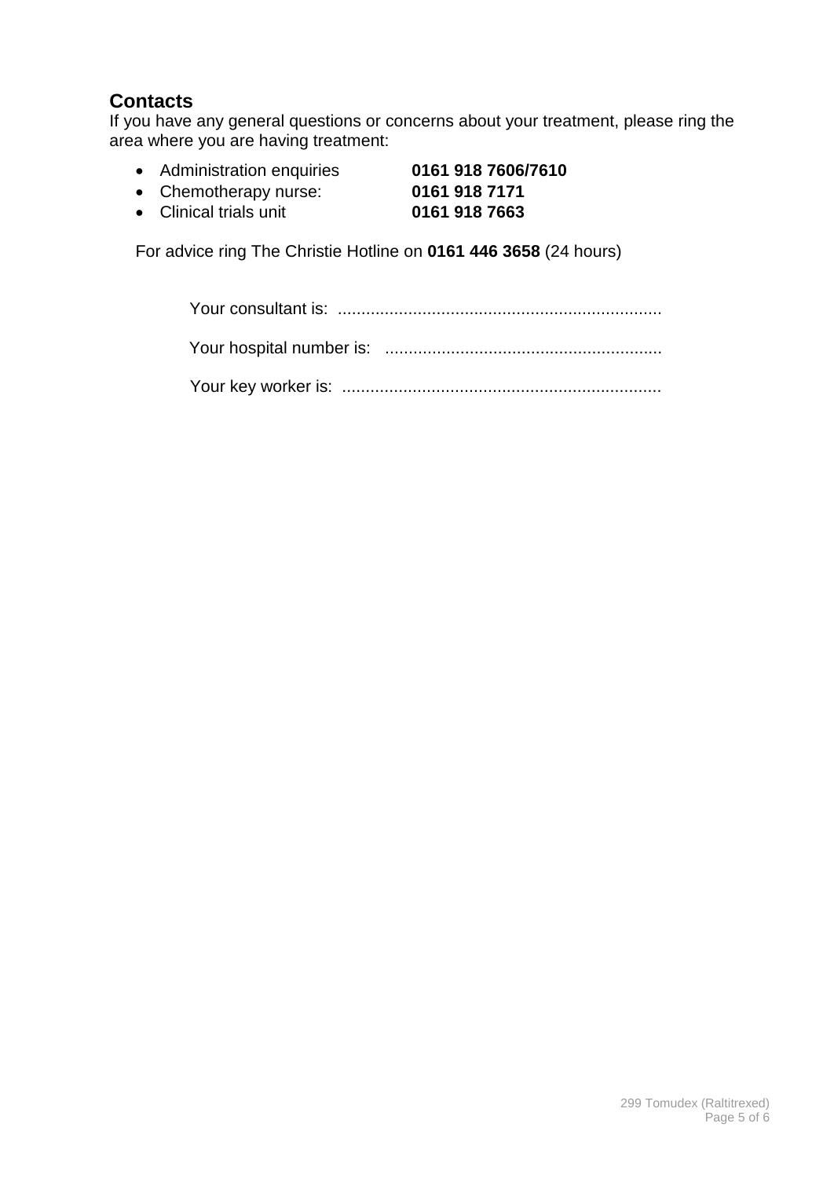## Contacts

If you have any general questions or concerns about your treatment, please ring the area where you are having treatment:

- Administration enquiries **0161 918 7606/7610**
- Chemotherapy nurse: **0161 918 7171**
- Clinical trials unit **0161 918 7663**

For advice ring The Christie Hotline on **0161 446 3658** (24 hours)

Your consultant is: ....................................................................

Your hospital number is: ..........................................................

Your key worker is: ...................................................................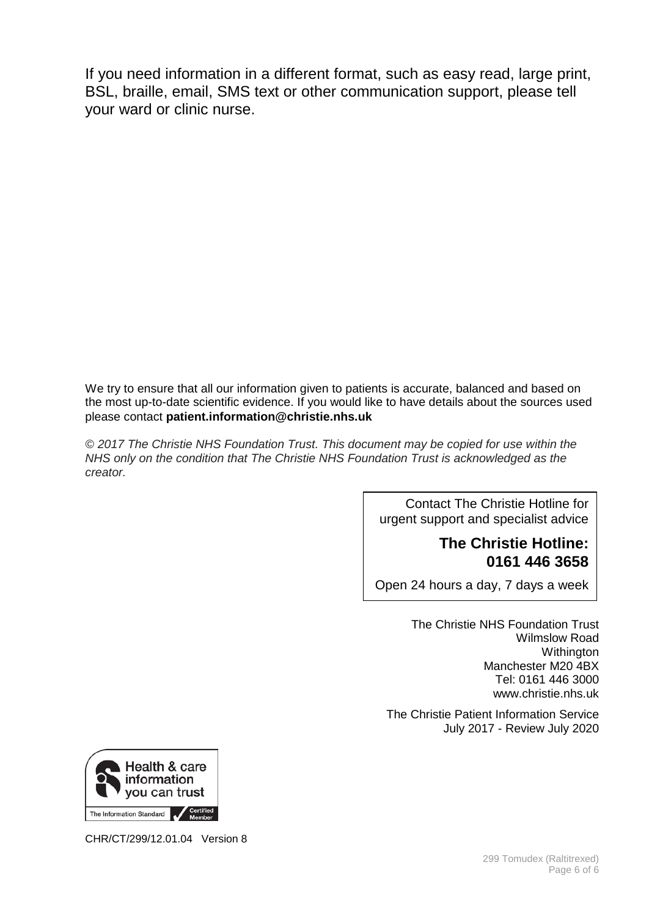If you need information in a different format, such as easy read, large print, BSL, braille, email, SMS text or other communication support, please tell your ward or clinic nurse.

We try to ensure that all our information given to patients is accurate, balanced and based on the most up-to-date scientific evidence. If you would like to have details about the sources used please contact **patient.information@christie.nhs.uk**

*© 2017 The Christie NHS Foundation Trust. This document may be copied for use within the NHS only on the condition that The Christie NHS Foundation Trust is acknowledged as the creator.*

Contact The Christie Hotline for urgent support and specialist advice

**The Christie Hotline: 0161 446 3658**

Open 24 hours a day, 7 days a week

The Christie NHS Foundation Trust
Wilmslow Road
Withington
Manchester M20 4BX
Tel: 0161 446 3000
www.christie.nhs.uk

The Christie Patient Information Service
July 2017 - Review July 2020

Health & care information you can trust

The Information Standard Certified Member

CHR/CT/299/12.01.04 Version 8